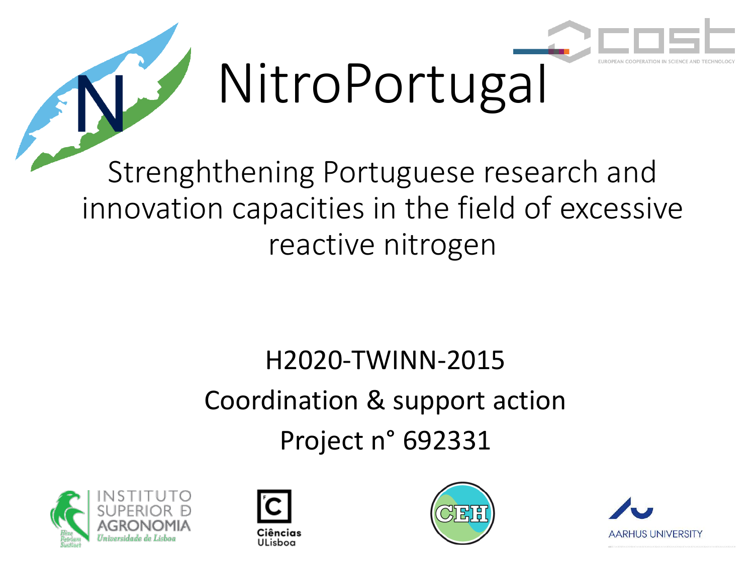# NitroPortugal

## Strenghthening Portuguese research and innovation capacities in the field of excessive reactive nitrogen

H2020-TWINN-2015

Coordination & support action

Project n° 692331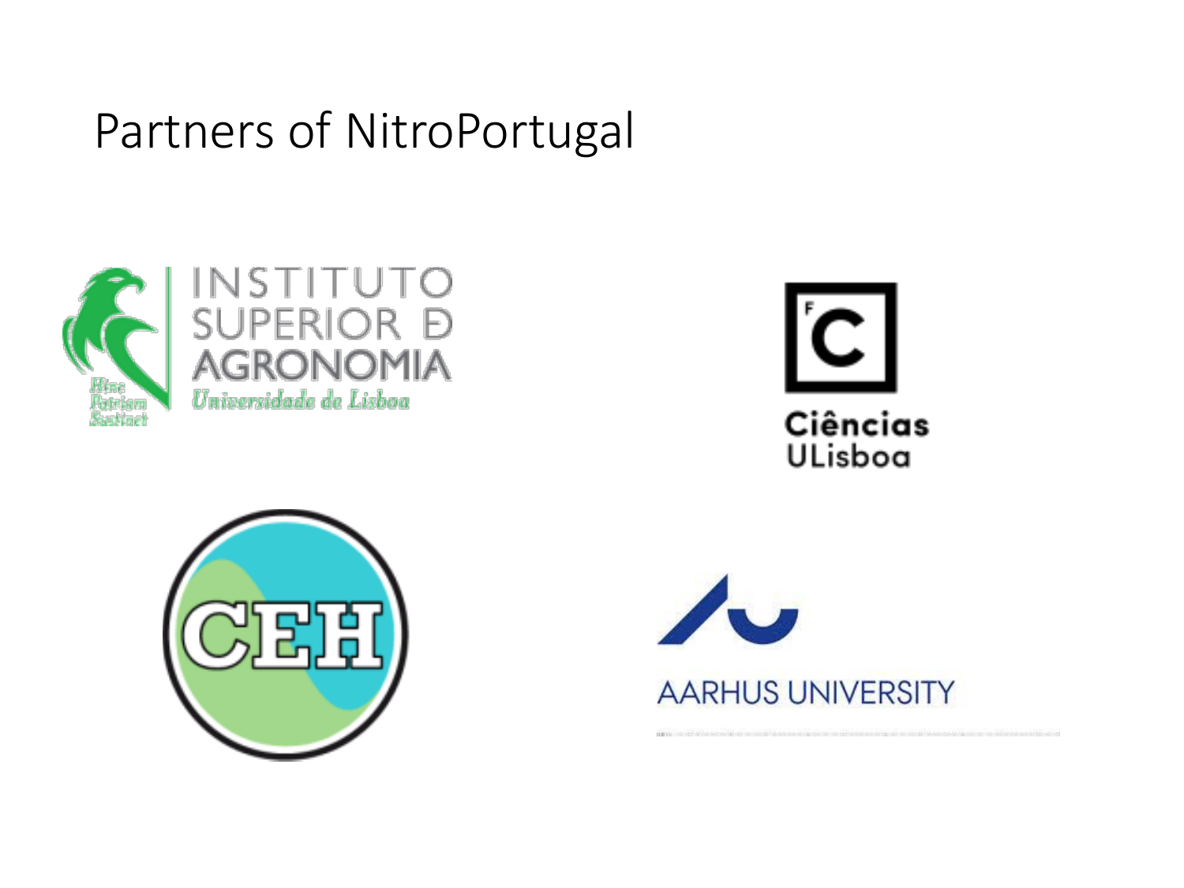# Partners of NitroPortugal

INSTITUTO SUPERIOR DE AGRONOMIA
Universidade de Lisboa

Ciências ULisboa

CEH

AARHUS UNIVERSITY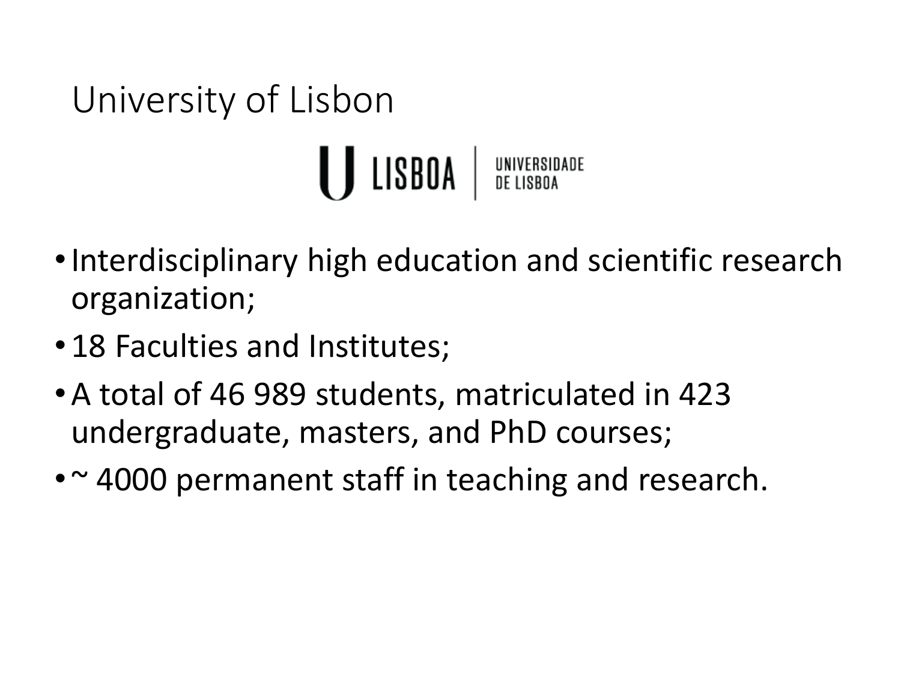# University of Lisbon

- Interdisciplinary high education and scientific research organization;
- 18 Faculties and Institutes;
- A total of 46 989 students, matriculated in 423 undergraduate, masters, and PhD courses;
- ~ 4000 permanent staff in teaching and research.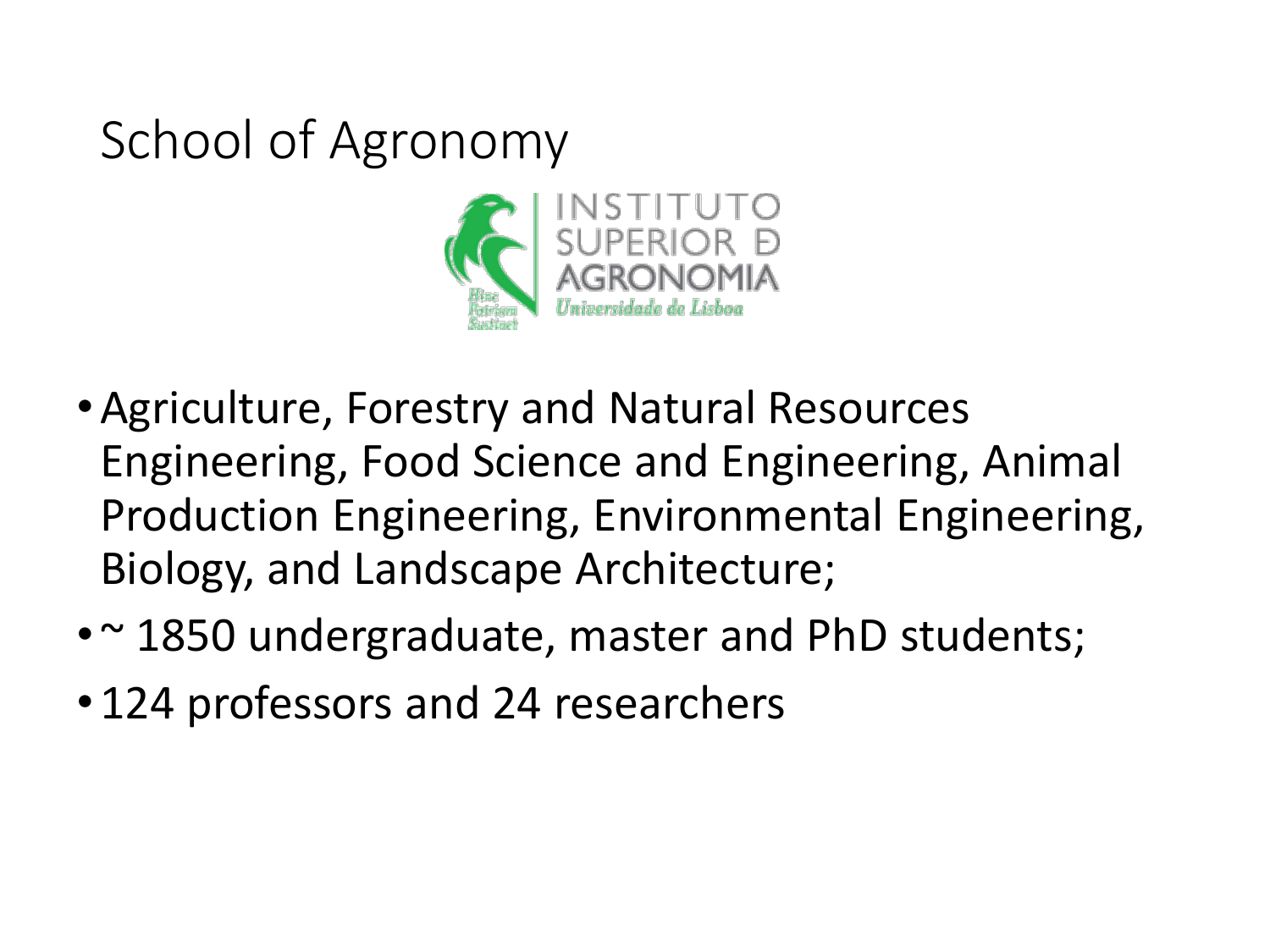# School of Agronomy

- Agriculture, Forestry and Natural Resources Engineering, Food Science and Engineering, Animal Production Engineering, Environmental Engineering, Biology, and Landscape Architecture;
- ~ 1850 undergraduate, master and PhD students;
- 124 professors and 24 researchers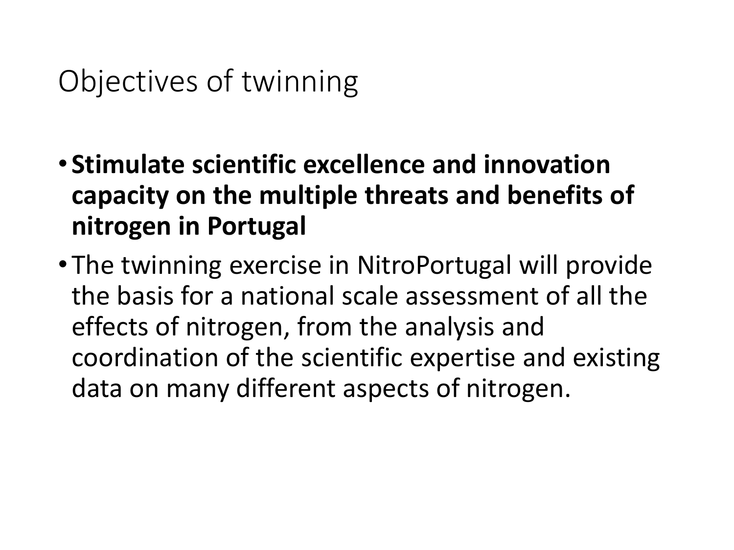# Objectives of twinning

- **Stimulate scientific excellence and innovation capacity on the multiple threats and benefits of nitrogen in Portugal**
- The twinning exercise in NitroPortugal will provide the basis for a national scale assessment of all the effects of nitrogen, from the analysis and coordination of the scientific expertise and existing data on many different aspects of nitrogen.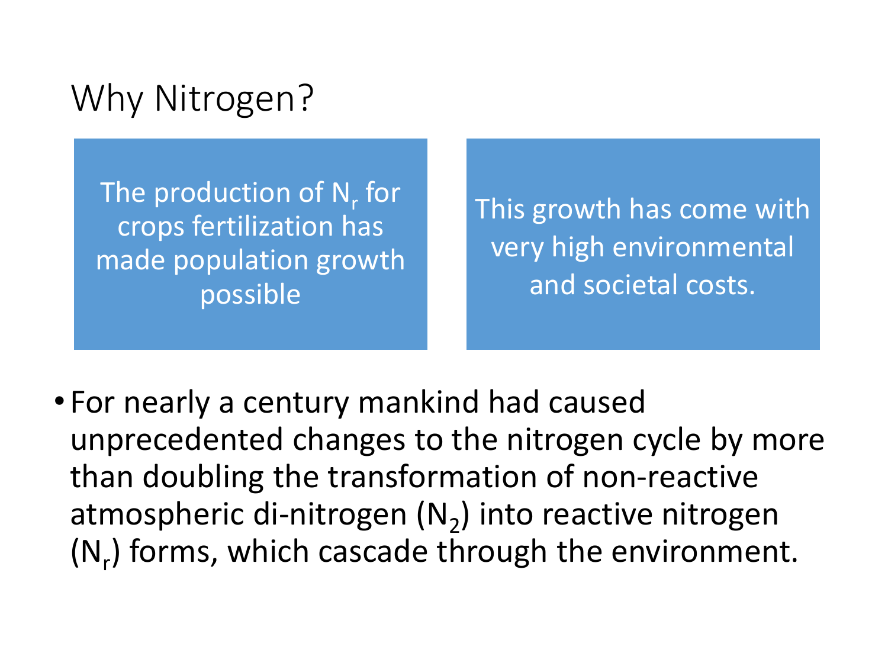# Why Nitrogen?

The production of $N_r$ for crops fertilization has made population growth possible

This growth has come with very high environmental and societal costs.

- For nearly a century mankind had caused unprecedented changes to the nitrogen cycle by more than doubling the transformation of non-reactive atmospheric di-nitrogen ($N_2$) into reactive nitrogen ($N_r$) forms, which cascade through the environment.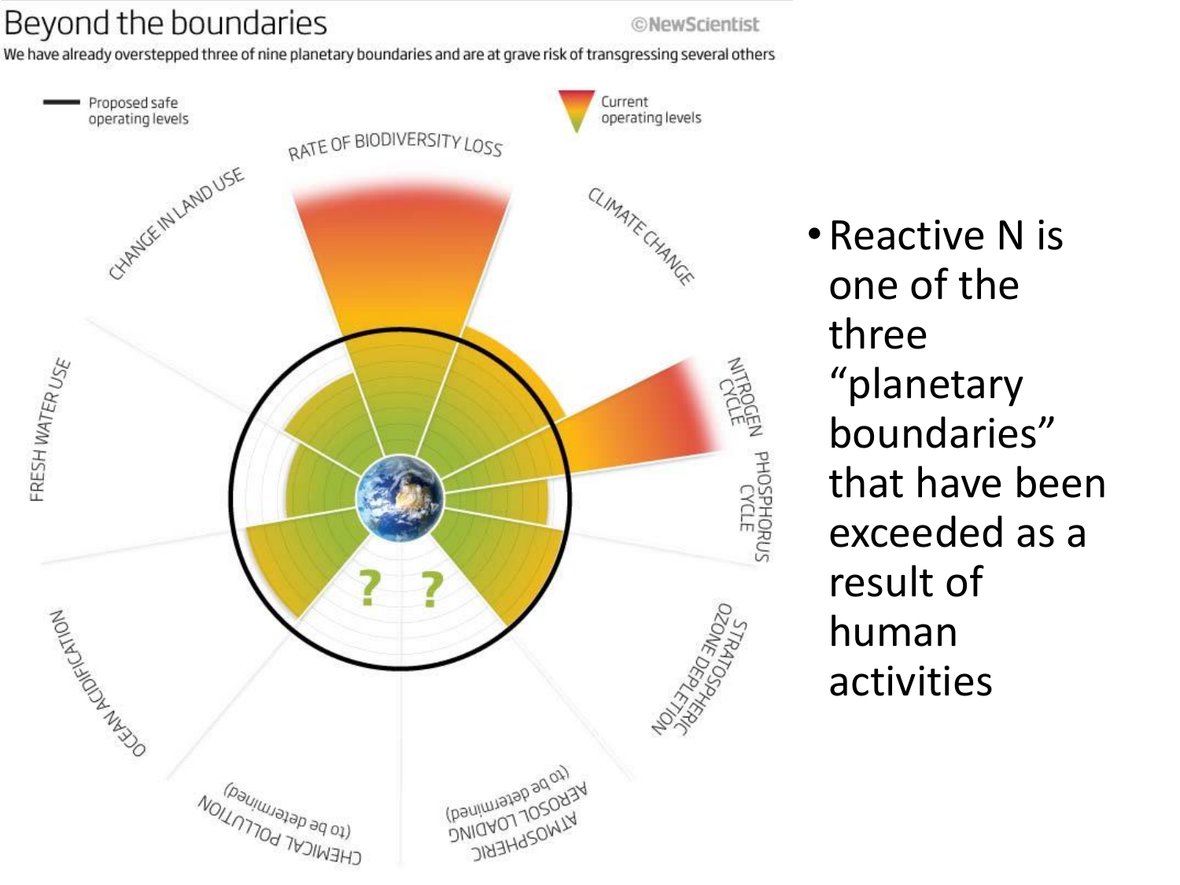Beyond the boundaries

©NewScientist

We have already overstepped three of nine planetary boundaries and are at grave risk of transgressing several others

Proposed safe operating levels

Current operating levels

RATE OF BIODIVERSITY LOSS

CLIMATE CHANGE

NITROGEN CYCLE

PHOSPHORUS CYCLE

STRATOSPHERIC OZONE DEPLETION

ATMOSPHERIC AEROSOL LOADING (to be determined)

CHEMICAL POLLUTION (to be determined)

OCEAN ACIDIFICATION

FRESH WATER USE

CHANGE IN LAND USE

? ?

- Reactive N is one of the three "planetary boundaries" that have been exceeded as a result of human activities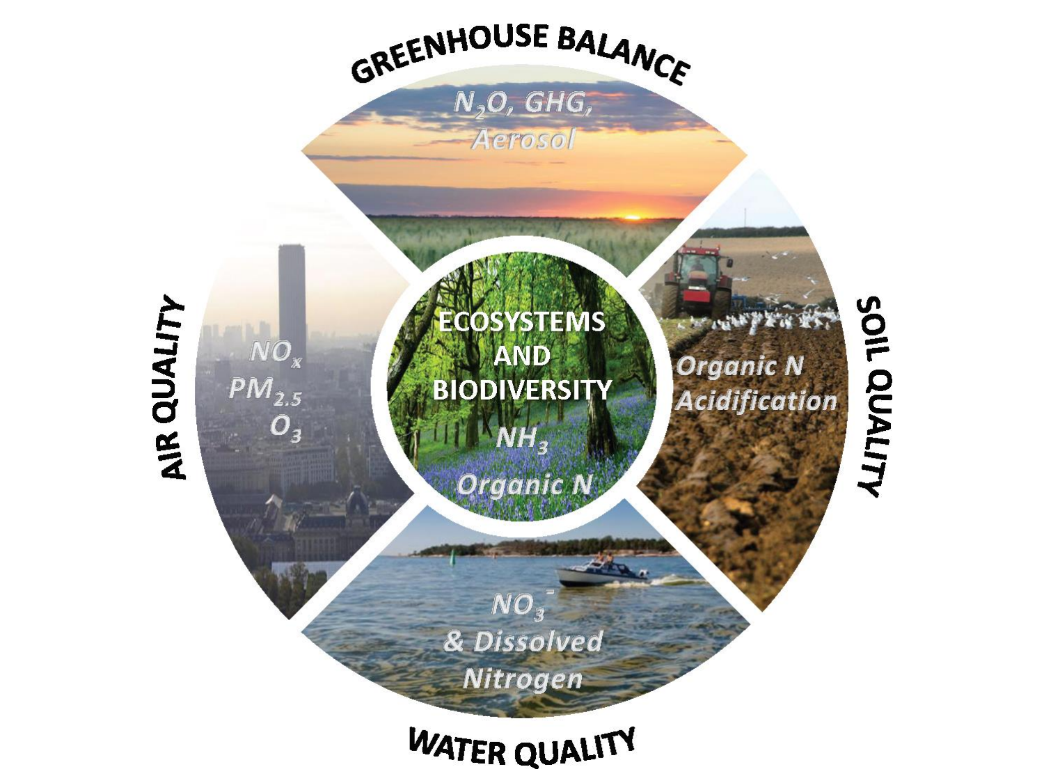GREENHOUSE BALANCE

$N_2O$, GHG, Aerosol

AIR QUALITY

$NO_x$

$PM_{2.5}$

$O_3$

ECOSYSTEMS AND BIODIVERSITY

$NH_3$

Organic N

SOIL QUALITY

Organic N

Acidification

WATER QUALITY

$NO_3^-$

& Dissolved Nitrogen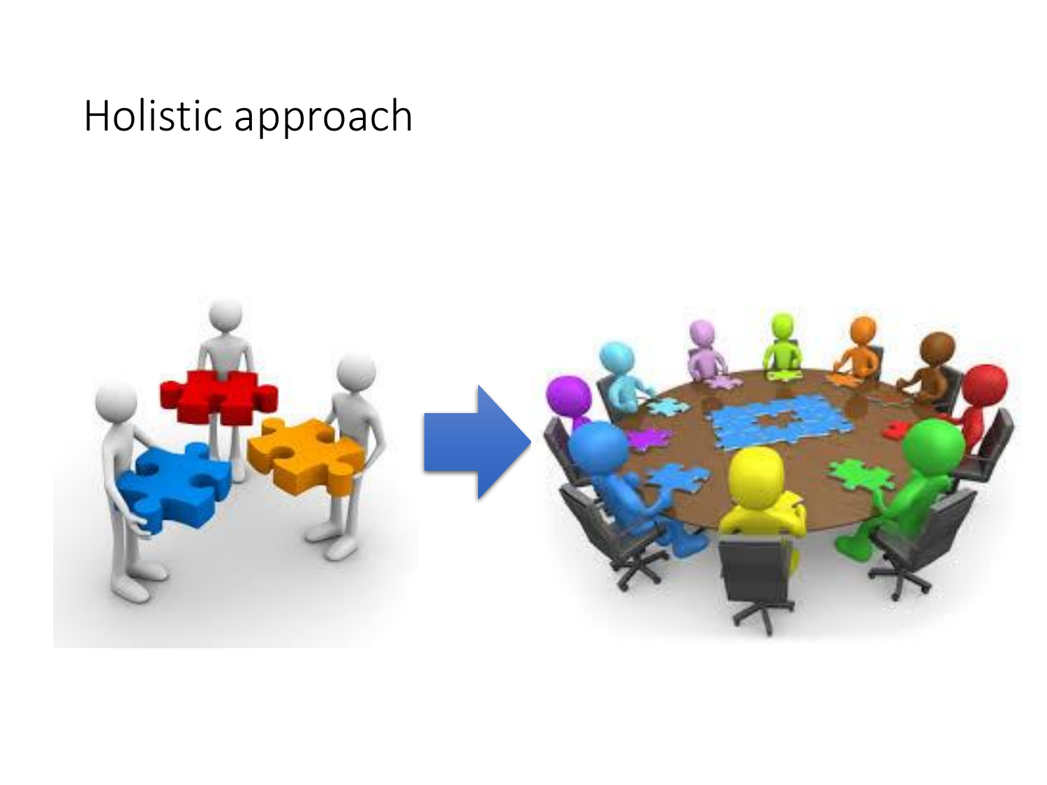# Holistic approach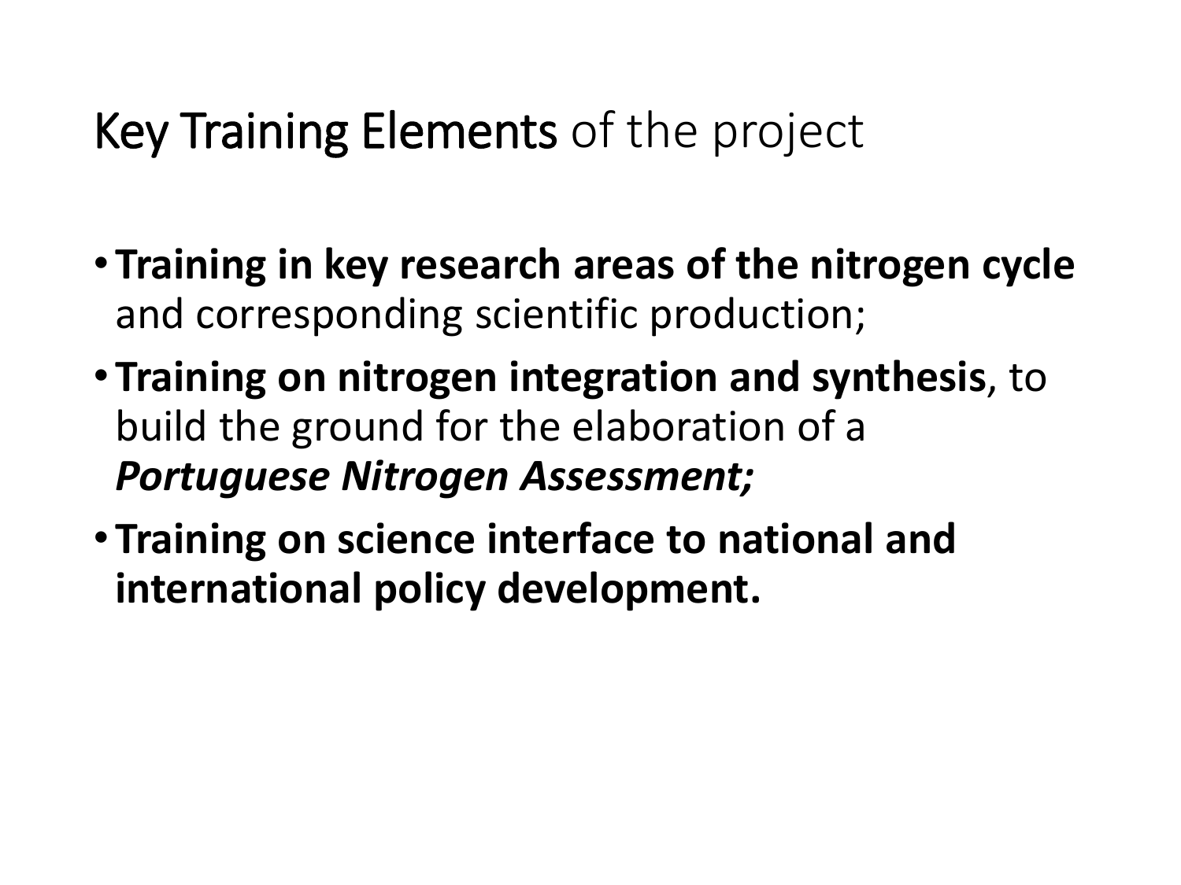# Key Training Elements of the project

- **Training in key research areas of the nitrogen cycle** and corresponding scientific production;
- **Training on nitrogen integration and synthesis**, to build the ground for the elaboration of a ***Portuguese Nitrogen Assessment;***
- **Training on science interface to national and international policy development.**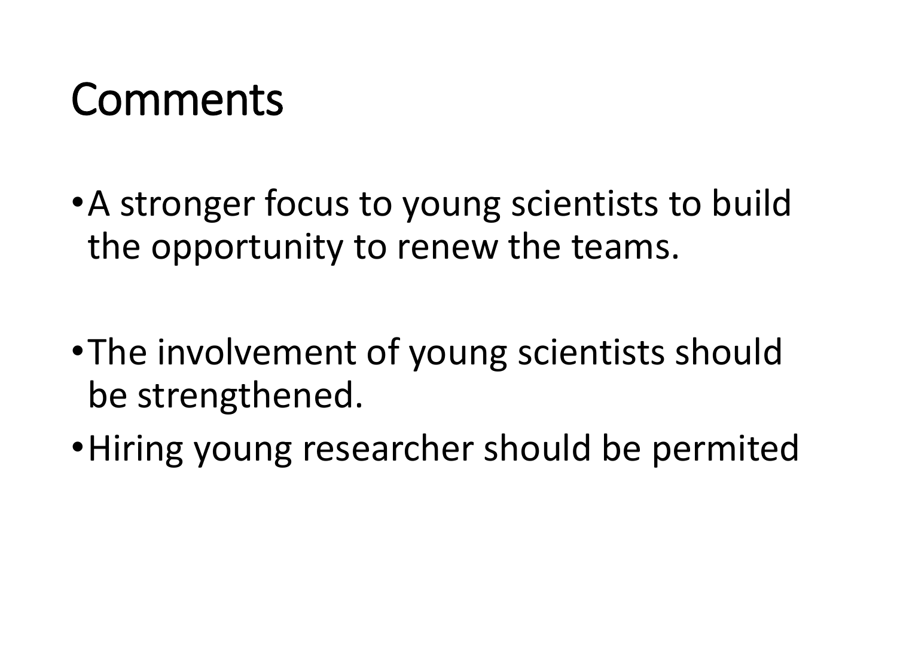# Comments

- A stronger focus to young scientists to build the opportunity to renew the teams.
- The involvement of young scientists should be strengthened.
- Hiring young researcher should be permited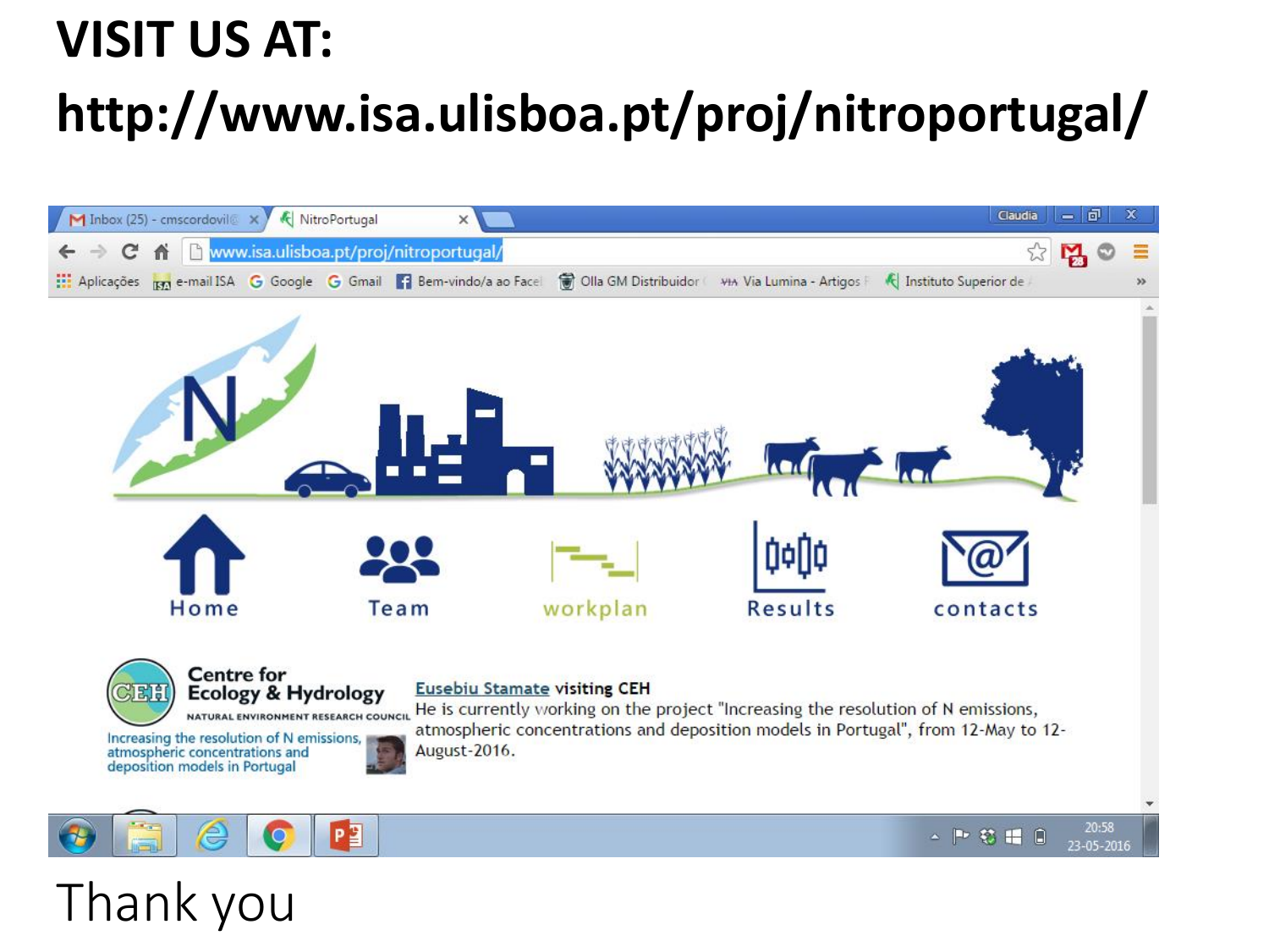# VISIT US AT:

# http://www.isa.ulisboa.pt/proj/nitroportugal/

Thank you